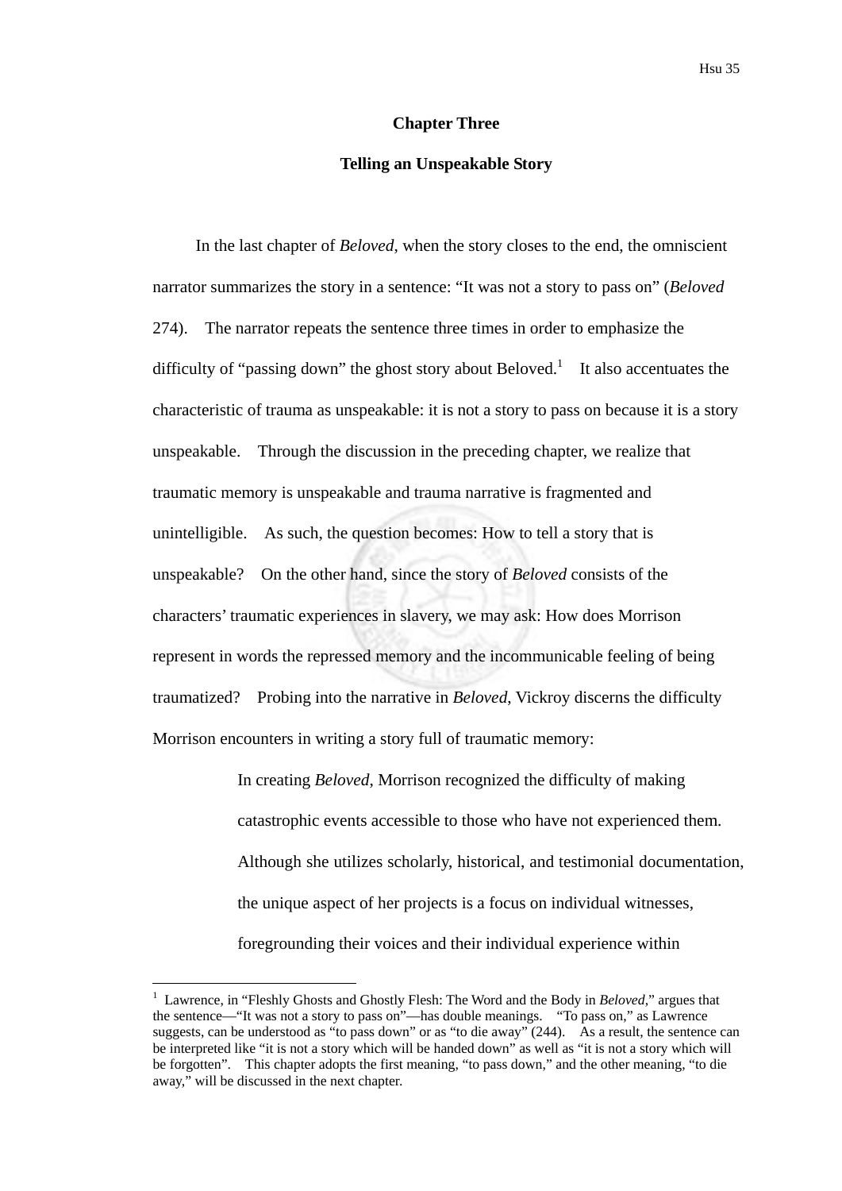# Chapter Three

## Telling an Unspeakable Story

In the last chapter of *Beloved*, when the story closes to the end, the omniscient narrator summarizes the story in a sentence: "It was not a story to pass on" (*Beloved* 274). The narrator repeats the sentence three times in order to emphasize the difficulty of "passing down" the ghost story about Beloved.[1] It also accentuates the characteristic of trauma as unspeakable: it is not a story to pass on because it is a story unspeakable. Through the discussion in the preceding chapter, we realize that traumatic memory is unspeakable and trauma narrative is fragmented and unintelligible. As such, the question becomes: How to tell a story that is unspeakable? On the other hand, since the story of *Beloved* consists of the characters' traumatic experiences in slavery, we may ask: How does Morrison represent in words the repressed memory and the incommunicable feeling of being traumatized? Probing into the narrative in *Beloved*, Vickroy discerns the difficulty Morrison encounters in writing a story full of traumatic memory:

> In creating *Beloved*, Morrison recognized the difficulty of making catastrophic events accessible to those who have not experienced them. Although she utilizes scholarly, historical, and testimonial documentation, the unique aspect of her projects is a focus on individual witnesses, foregrounding their voices and their individual experience within

---

[1] Lawrence, in "Fleshly Ghosts and Ghostly Flesh: The Word and the Body in *Beloved*," argues that the sentence—"It was not a story to pass on"—has double meanings. "To pass on," as Lawrence suggests, can be understood as "to pass down" or as "to die away" (244). As a result, the sentence can be interpreted like "it is not a story which will be handed down" as well as "it is not a story which will be forgotten". This chapter adopts the first meaning, "to pass down," and the other meaning, "to die away," will be discussed in the next chapter.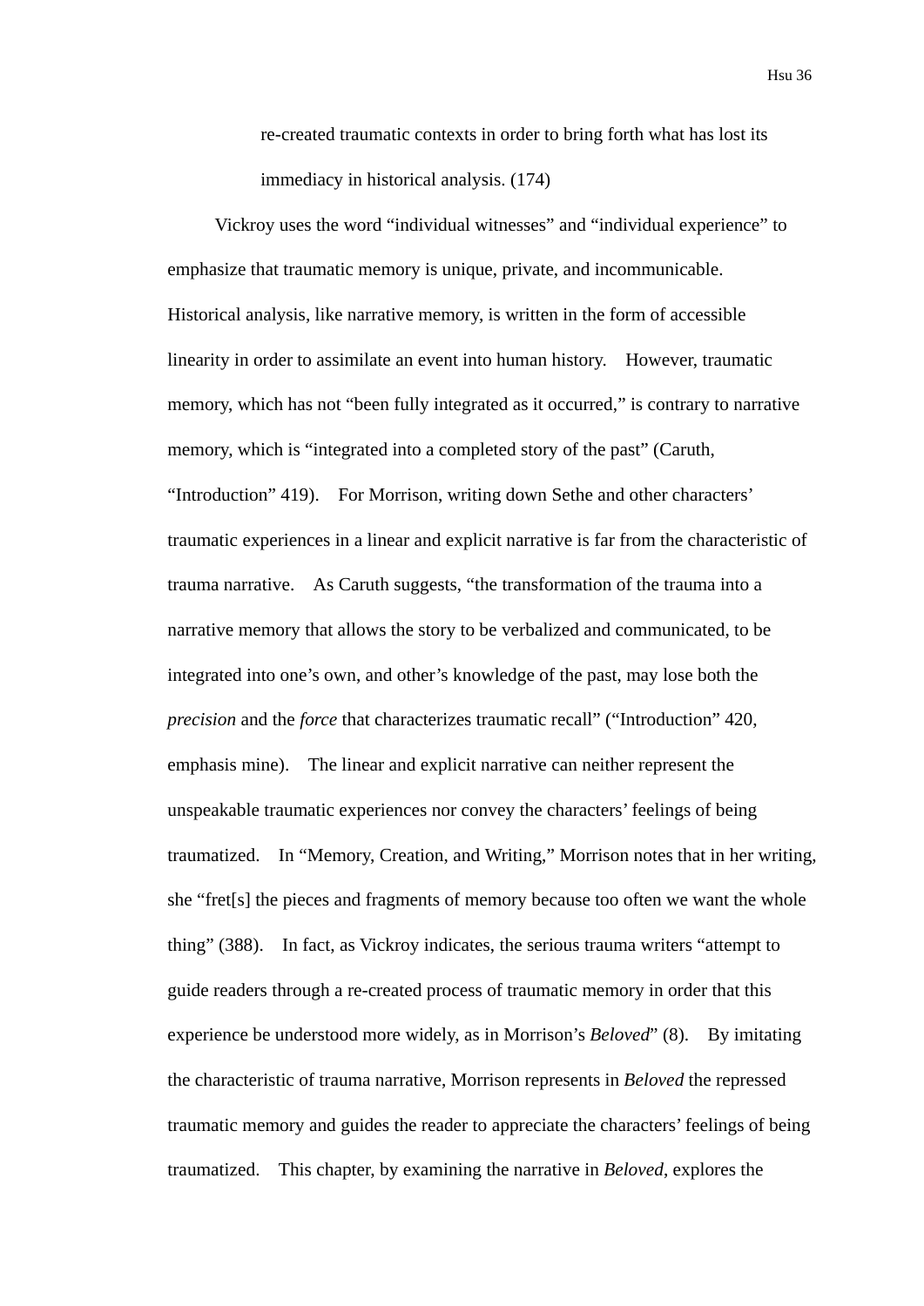> re-created traumatic contexts in order to bring forth what has lost its immediacy in historical analysis. (174)

Vickroy uses the word "individual witnesses" and "individual experience" to emphasize that traumatic memory is unique, private, and incommunicable. Historical analysis, like narrative memory, is written in the form of accessible linearity in order to assimilate an event into human history. However, traumatic memory, which has not "been fully integrated as it occurred," is contrary to narrative memory, which is "integrated into a completed story of the past" (Caruth, "Introduction" 419). For Morrison, writing down Sethe and other characters' traumatic experiences in a linear and explicit narrative is far from the characteristic of trauma narrative. As Caruth suggests, "the transformation of the trauma into a narrative memory that allows the story to be verbalized and communicated, to be integrated into one's own, and other's knowledge of the past, may lose both the *precision* and the *force* that characterizes traumatic recall" ("Introduction" 420, emphasis mine). The linear and explicit narrative can neither represent the unspeakable traumatic experiences nor convey the characters' feelings of being traumatized. In "Memory, Creation, and Writing," Morrison notes that in her writing, she "fret[s] the pieces and fragments of memory because too often we want the whole thing" (388). In fact, as Vickroy indicates, the serious trauma writers "attempt to guide readers through a re-created process of traumatic memory in order that this experience be understood more widely, as in Morrison's *Beloved*" (8). By imitating the characteristic of trauma narrative, Morrison represents in *Beloved* the repressed traumatic memory and guides the reader to appreciate the characters' feelings of being traumatized. This chapter, by examining the narrative in *Beloved*, explores the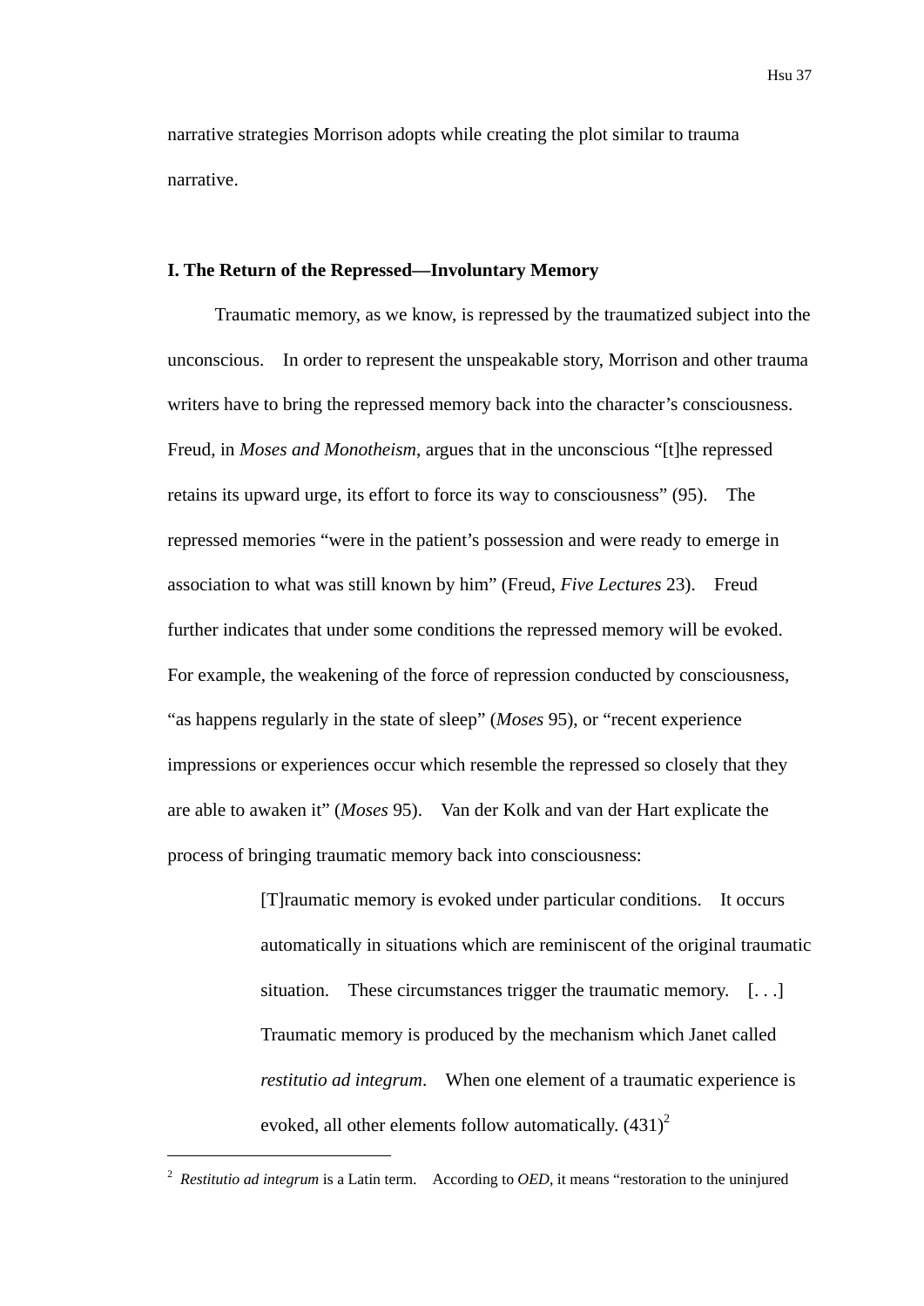narrative strategies Morrison adopts while creating the plot similar to trauma narrative.

### I. The Return of the Repressed—Involuntary Memory

Traumatic memory, as we know, is repressed by the traumatized subject into the unconscious. In order to represent the unspeakable story, Morrison and other trauma writers have to bring the repressed memory back into the character's consciousness. Freud, in *Moses and Monotheism*, argues that in the unconscious "[t]he repressed retains its upward urge, its effort to force its way to consciousness" (95). The repressed memories "were in the patient's possession and were ready to emerge in association to what was still known by him" (Freud, *Five Lectures* 23). Freud further indicates that under some conditions the repressed memory will be evoked. For example, the weakening of the force of repression conducted by consciousness, "as happens regularly in the state of sleep" (*Moses* 95), or "recent experience impressions or experiences occur which resemble the repressed so closely that they are able to awaken it" (*Moses* 95). Van der Kolk and van der Hart explicate the process of bringing traumatic memory back into consciousness:

> [T]raumatic memory is evoked under particular conditions. It occurs automatically in situations which are reminiscent of the original traumatic situation. These circumstances trigger the traumatic memory. [. . .] Traumatic memory is produced by the mechanism which Janet called *restitutio ad integrum*. When one element of a traumatic experience is evoked, all other elements follow automatically. (431)[2]

---

[2] *Restitutio ad integrum* is a Latin term. According to *OED*, it means "restoration to the uninjured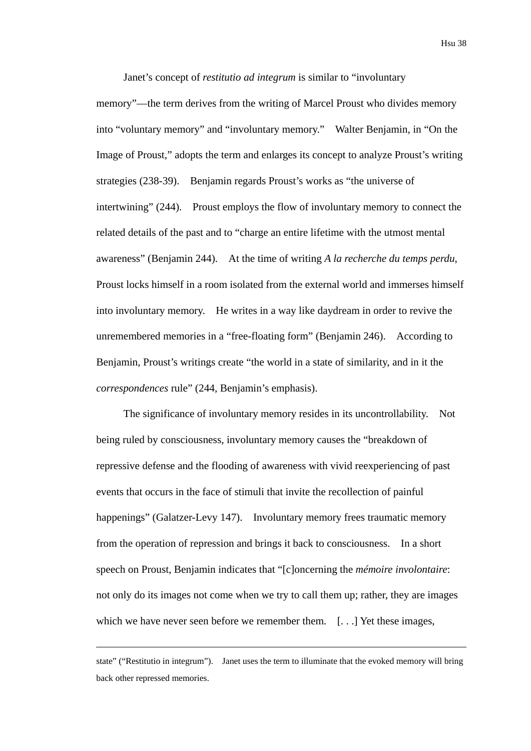Janet's concept of *restitutio ad integrum* is similar to "involuntary memory"—the term derives from the writing of Marcel Proust who divides memory into "voluntary memory" and "involuntary memory." Walter Benjamin, in "On the Image of Proust," adopts the term and enlarges its concept to analyze Proust's writing strategies (238-39). Benjamin regards Proust's works as "the universe of intertwining" (244). Proust employs the flow of involuntary memory to connect the related details of the past and to "charge an entire lifetime with the utmost mental awareness" (Benjamin 244). At the time of writing *A la recherche du temps perdu*, Proust locks himself in a room isolated from the external world and immerses himself into involuntary memory. He writes in a way like daydream in order to revive the unremembered memories in a "free-floating form" (Benjamin 246). According to Benjamin, Proust's writings create "the world in a state of similarity, and in it the *correspondences* rule" (244, Benjamin's emphasis).

The significance of involuntary memory resides in its uncontrollability. Not being ruled by consciousness, involuntary memory causes the "breakdown of repressive defense and the flooding of awareness with vivid reexperiencing of past events that occurs in the face of stimuli that invite the recollection of painful happenings" (Galatzer-Levy 147). Involuntary memory frees traumatic memory from the operation of repression and brings it back to consciousness. In a short speech on Proust, Benjamin indicates that "[c]oncerning the *mémoire involontaire*: not only do its images not come when we try to call them up; rather, they are images which we have never seen before we remember them. [. . .] Yet these images,

---

state" ("Restitutio in integrum"). Janet uses the term to illuminate that the evoked memory will bring back other repressed memories.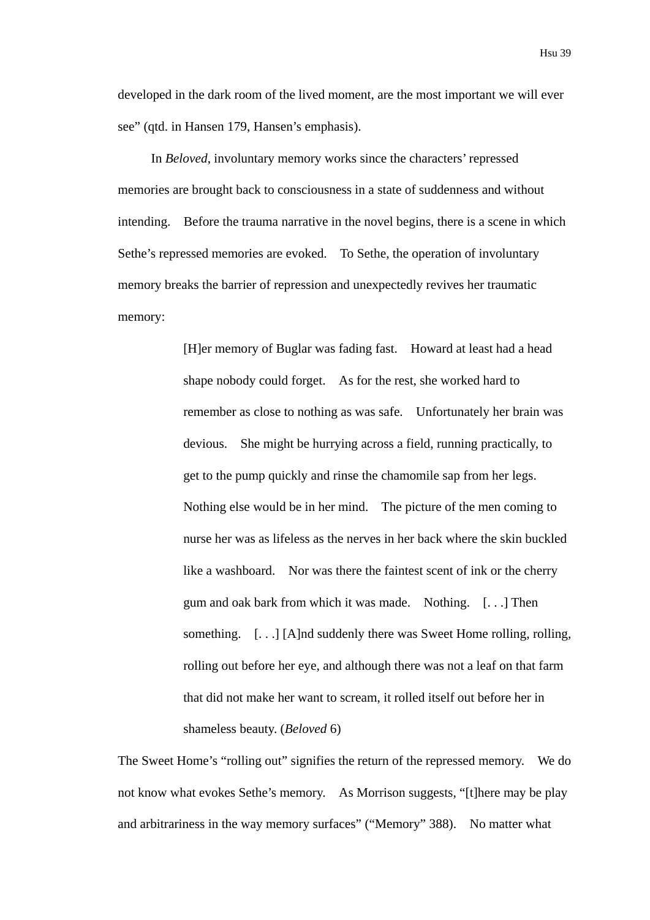developed in the dark room of the lived moment, are the most important we will ever see" (qtd. in Hansen 179, Hansen's emphasis).

In *Beloved*, involuntary memory works since the characters' repressed memories are brought back to consciousness in a state of suddenness and without intending. Before the trauma narrative in the novel begins, there is a scene in which Sethe's repressed memories are evoked. To Sethe, the operation of involuntary memory breaks the barrier of repression and unexpectedly revives her traumatic memory:

> [H]er memory of Buglar was fading fast. Howard at least had a head shape nobody could forget. As for the rest, she worked hard to remember as close to nothing as was safe. Unfortunately her brain was devious. She might be hurrying across a field, running practically, to get to the pump quickly and rinse the chamomile sap from her legs. Nothing else would be in her mind. The picture of the men coming to nurse her was as lifeless as the nerves in her back where the skin buckled like a washboard. Nor was there the faintest scent of ink or the cherry gum and oak bark from which it was made. Nothing. [. . .] Then something. [. . .] [A]nd suddenly there was Sweet Home rolling, rolling, rolling out before her eye, and although there was not a leaf on that farm that did not make her want to scream, it rolled itself out before her in shameless beauty. (*Beloved* 6)

The Sweet Home's "rolling out" signifies the return of the repressed memory. We do not know what evokes Sethe's memory. As Morrison suggests, "[t]here may be play and arbitrariness in the way memory surfaces" ("Memory" 388). No matter what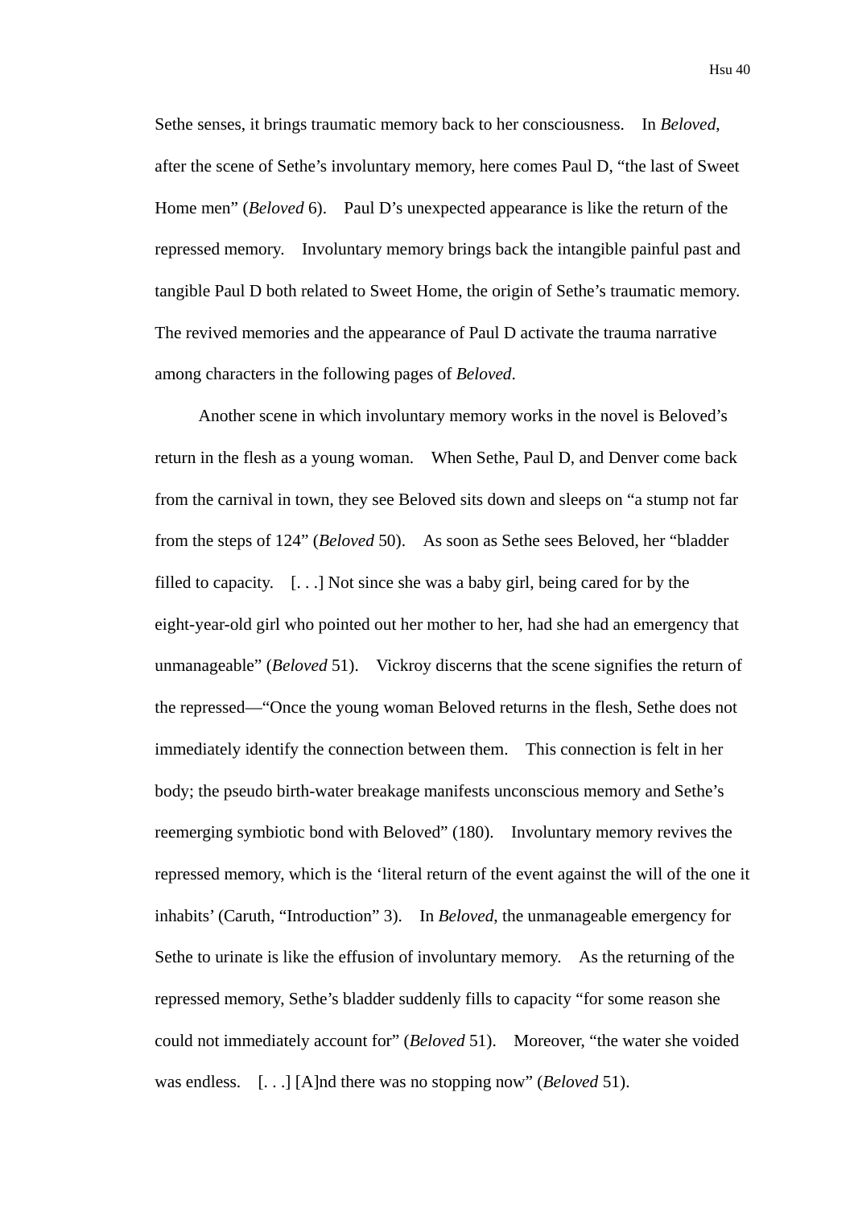Sethe senses, it brings traumatic memory back to her consciousness. In *Beloved*, after the scene of Sethe's involuntary memory, here comes Paul D, "the last of Sweet Home men" (*Beloved* 6). Paul D's unexpected appearance is like the return of the repressed memory. Involuntary memory brings back the intangible painful past and tangible Paul D both related to Sweet Home, the origin of Sethe's traumatic memory. The revived memories and the appearance of Paul D activate the trauma narrative among characters in the following pages of *Beloved*.

Another scene in which involuntary memory works in the novel is Beloved's return in the flesh as a young woman. When Sethe, Paul D, and Denver come back from the carnival in town, they see Beloved sits down and sleeps on "a stump not far from the steps of 124" (*Beloved* 50). As soon as Sethe sees Beloved, her "bladder filled to capacity. [. . .] Not since she was a baby girl, being cared for by the eight-year-old girl who pointed out her mother to her, had she had an emergency that unmanageable" (*Beloved* 51). Vickroy discerns that the scene signifies the return of the repressed—"Once the young woman Beloved returns in the flesh, Sethe does not immediately identify the connection between them. This connection is felt in her body; the pseudo birth-water breakage manifests unconscious memory and Sethe's reemerging symbiotic bond with Beloved" (180). Involuntary memory revives the repressed memory, which is the 'literal return of the event against the will of the one it inhabits' (Caruth, "Introduction" 3). In *Beloved*, the unmanageable emergency for Sethe to urinate is like the effusion of involuntary memory. As the returning of the repressed memory, Sethe's bladder suddenly fills to capacity "for some reason she could not immediately account for" (*Beloved* 51). Moreover, "the water she voided was endless. [. . .] [A]nd there was no stopping now" (*Beloved* 51).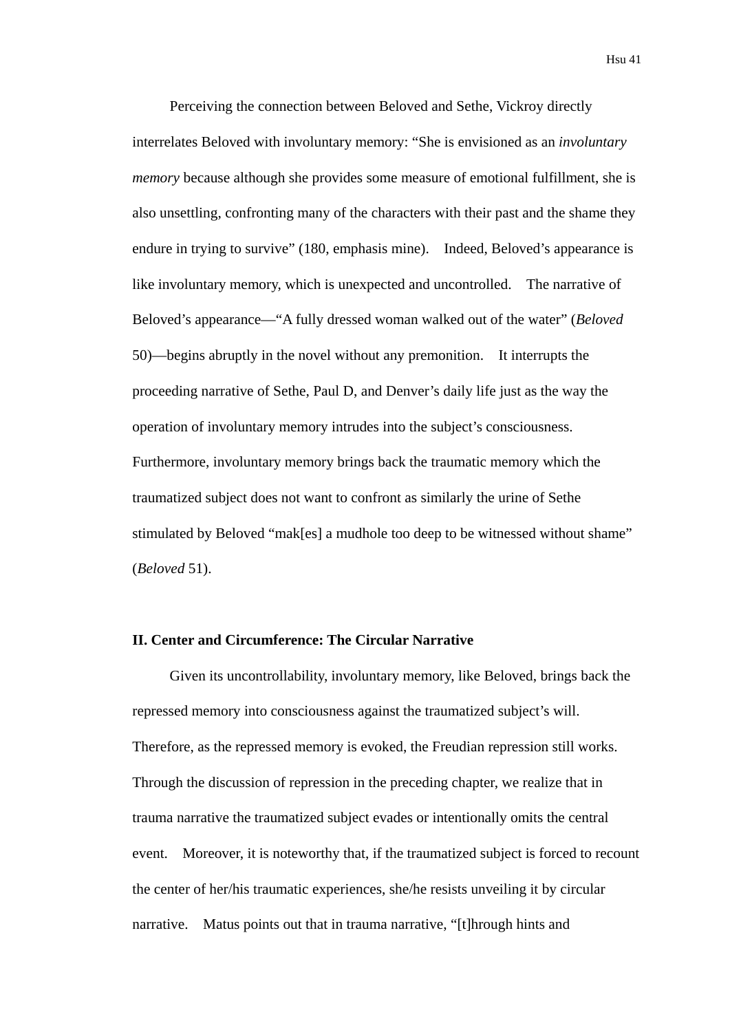Perceiving the connection between Beloved and Sethe, Vickroy directly interrelates Beloved with involuntary memory: "She is envisioned as an *involuntary memory* because although she provides some measure of emotional fulfillment, she is also unsettling, confronting many of the characters with their past and the shame they endure in trying to survive" (180, emphasis mine). Indeed, Beloved's appearance is like involuntary memory, which is unexpected and uncontrolled. The narrative of Beloved's appearance—"A fully dressed woman walked out of the water" (*Beloved* 50)—begins abruptly in the novel without any premonition. It interrupts the proceeding narrative of Sethe, Paul D, and Denver's daily life just as the way the operation of involuntary memory intrudes into the subject's consciousness. Furthermore, involuntary memory brings back the traumatic memory which the traumatized subject does not want to confront as similarly the urine of Sethe stimulated by Beloved "mak[es] a mudhole too deep to be witnessed without shame" (*Beloved* 51).

**II. Center and Circumference: The Circular Narrative**

Given its uncontrollability, involuntary memory, like Beloved, brings back the repressed memory into consciousness against the traumatized subject's will. Therefore, as the repressed memory is evoked, the Freudian repression still works. Through the discussion of repression in the preceding chapter, we realize that in trauma narrative the traumatized subject evades or intentionally omits the central event. Moreover, it is noteworthy that, if the traumatized subject is forced to recount the center of her/his traumatic experiences, she/he resists unveiling it by circular narrative. Matus points out that in trauma narrative, "[t]hrough hints and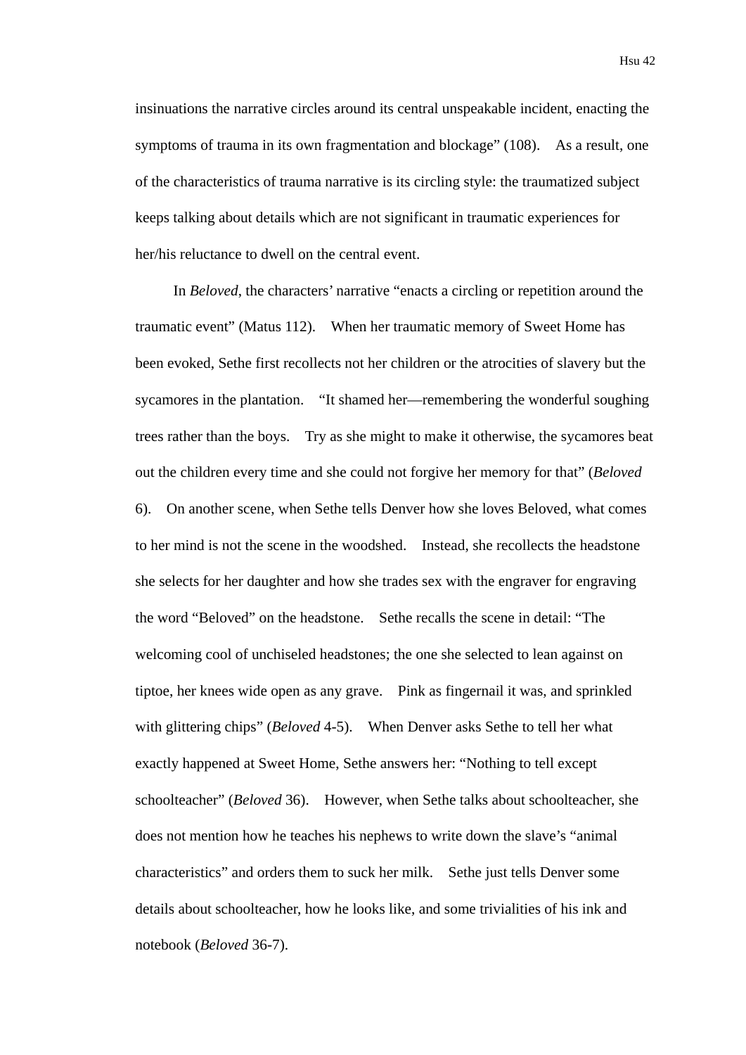insinuations the narrative circles around its central unspeakable incident, enacting the symptoms of trauma in its own fragmentation and blockage" (108). As a result, one of the characteristics of trauma narrative is its circling style: the traumatized subject keeps talking about details which are not significant in traumatic experiences for her/his reluctance to dwell on the central event.

In *Beloved*, the characters' narrative "enacts a circling or repetition around the traumatic event" (Matus 112). When her traumatic memory of Sweet Home has been evoked, Sethe first recollects not her children or the atrocities of slavery but the sycamores in the plantation. "It shamed her—remembering the wonderful soughing trees rather than the boys. Try as she might to make it otherwise, the sycamores beat out the children every time and she could not forgive her memory for that" (*Beloved* 6). On another scene, when Sethe tells Denver how she loves Beloved, what comes to her mind is not the scene in the woodshed. Instead, she recollects the headstone she selects for her daughter and how she trades sex with the engraver for engraving the word "Beloved" on the headstone. Sethe recalls the scene in detail: "The welcoming cool of unchiseled headstones; the one she selected to lean against on tiptoe, her knees wide open as any grave. Pink as fingernail it was, and sprinkled with glittering chips" (*Beloved* 4-5). When Denver asks Sethe to tell her what exactly happened at Sweet Home, Sethe answers her: "Nothing to tell except schoolteacher" (*Beloved* 36). However, when Sethe talks about schoolteacher, she does not mention how he teaches his nephews to write down the slave's "animal characteristics" and orders them to suck her milk. Sethe just tells Denver some details about schoolteacher, how he looks like, and some trivialities of his ink and notebook (*Beloved* 36-7).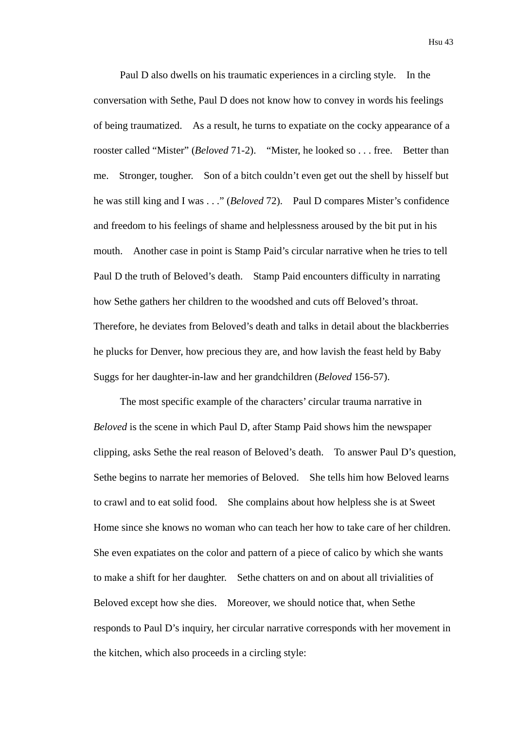Paul D also dwells on his traumatic experiences in a circling style. In the conversation with Sethe, Paul D does not know how to convey in words his feelings of being traumatized. As a result, he turns to expatiate on the cocky appearance of a rooster called "Mister" (*Beloved* 71-2). "Mister, he looked so . . . free. Better than me. Stronger, tougher. Son of a bitch couldn't even get out the shell by hisself but he was still king and I was . . ." (*Beloved* 72). Paul D compares Mister's confidence and freedom to his feelings of shame and helplessness aroused by the bit put in his mouth. Another case in point is Stamp Paid's circular narrative when he tries to tell Paul D the truth of Beloved's death. Stamp Paid encounters difficulty in narrating how Sethe gathers her children to the woodshed and cuts off Beloved's throat. Therefore, he deviates from Beloved's death and talks in detail about the blackberries he plucks for Denver, how precious they are, and how lavish the feast held by Baby Suggs for her daughter-in-law and her grandchildren (*Beloved* 156-57).

The most specific example of the characters' circular trauma narrative in *Beloved* is the scene in which Paul D, after Stamp Paid shows him the newspaper clipping, asks Sethe the real reason of Beloved's death. To answer Paul D's question, Sethe begins to narrate her memories of Beloved. She tells him how Beloved learns to crawl and to eat solid food. She complains about how helpless she is at Sweet Home since she knows no woman who can teach her how to take care of her children. She even expatiates on the color and pattern of a piece of calico by which she wants to make a shift for her daughter. Sethe chatters on and on about all trivialities of Beloved except how she dies. Moreover, we should notice that, when Sethe responds to Paul D's inquiry, her circular narrative corresponds with her movement in the kitchen, which also proceeds in a circling style: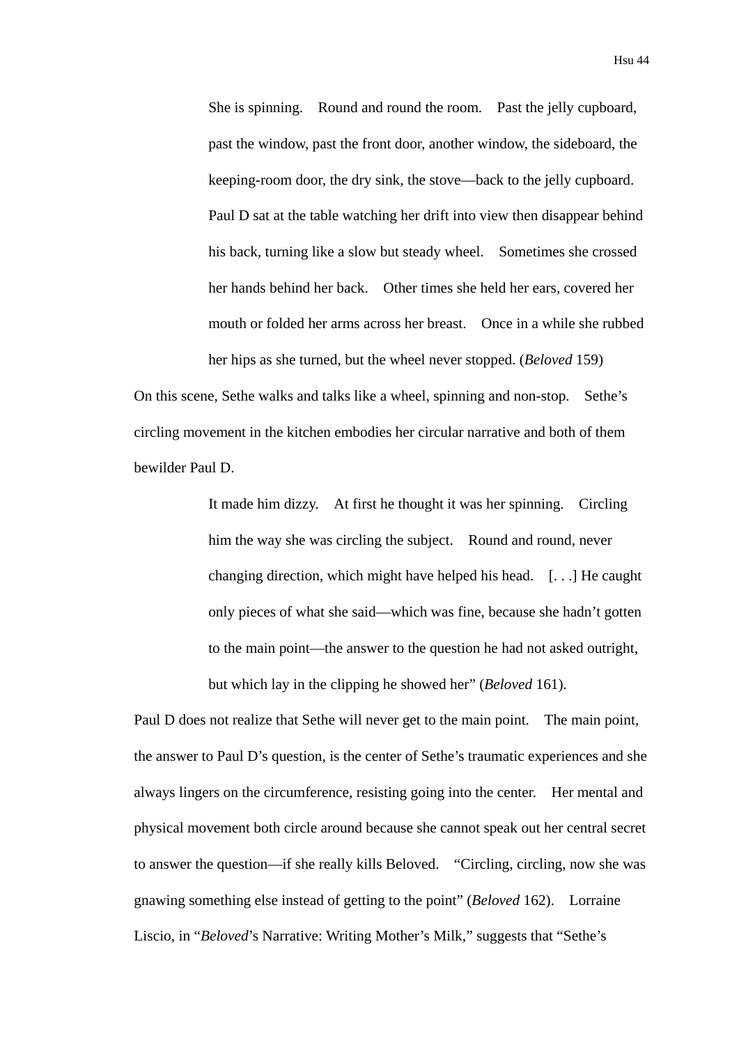> She is spinning. Round and round the room. Past the jelly cupboard, past the window, past the front door, another window, the sideboard, the keeping-room door, the dry sink, the stove—back to the jelly cupboard. Paul D sat at the table watching her drift into view then disappear behind his back, turning like a slow but steady wheel. Sometimes she crossed her hands behind her back. Other times she held her ears, covered her mouth or folded her arms across her breast. Once in a while she rubbed her hips as she turned, but the wheel never stopped. (*Beloved* 159)

On this scene, Sethe walks and talks like a wheel, spinning and non-stop. Sethe's circling movement in the kitchen embodies her circular narrative and both of them bewilder Paul D.

> It made him dizzy. At first he thought it was her spinning. Circling him the way she was circling the subject. Round and round, never changing direction, which might have helped his head. [. . .] He caught only pieces of what she said—which was fine, because she hadn't gotten to the main point—the answer to the question he had not asked outright, but which lay in the clipping he showed her" (*Beloved* 161).

Paul D does not realize that Sethe will never get to the main point. The main point, the answer to Paul D's question, is the center of Sethe's traumatic experiences and she always lingers on the circumference, resisting going into the center. Her mental and physical movement both circle around because she cannot speak out her central secret to answer the question—if she really kills Beloved. "Circling, circling, now she was gnawing something else instead of getting to the point" (*Beloved* 162). Lorraine Liscio, in "*Beloved*'s Narrative: Writing Mother's Milk," suggests that "Sethe's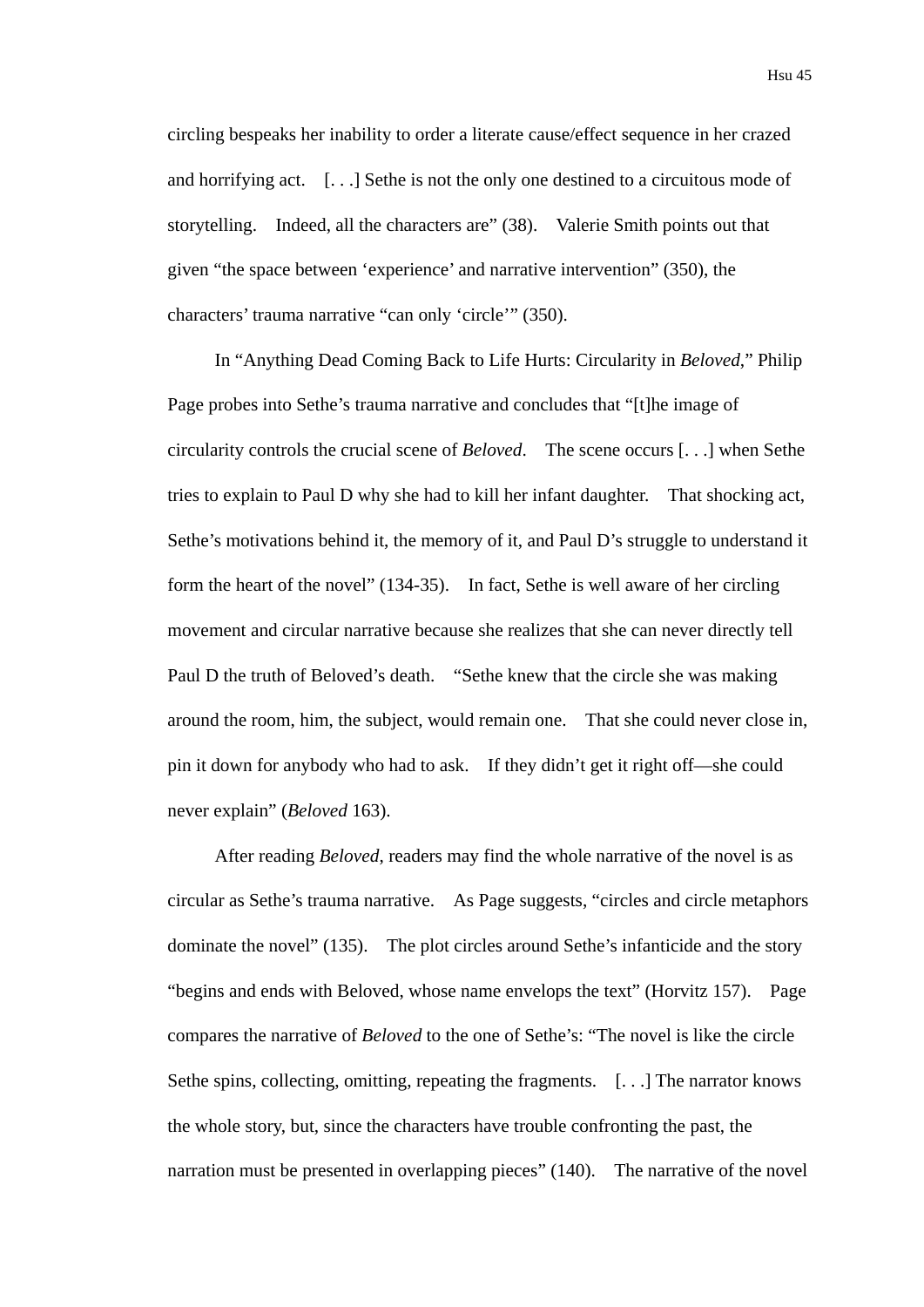circling bespeaks her inability to order a literate cause/effect sequence in her crazed and horrifying act. [. . .] Sethe is not the only one destined to a circuitous mode of storytelling. Indeed, all the characters are" (38). Valerie Smith points out that given "the space between 'experience' and narrative intervention" (350), the characters' trauma narrative "can only 'circle'" (350).

In "Anything Dead Coming Back to Life Hurts: Circularity in *Beloved*," Philip Page probes into Sethe's trauma narrative and concludes that "[t]he image of circularity controls the crucial scene of *Beloved*. The scene occurs [. . .] when Sethe tries to explain to Paul D why she had to kill her infant daughter. That shocking act, Sethe's motivations behind it, the memory of it, and Paul D's struggle to understand it form the heart of the novel" (134-35). In fact, Sethe is well aware of her circling movement and circular narrative because she realizes that she can never directly tell Paul D the truth of Beloved's death. "Sethe knew that the circle she was making around the room, him, the subject, would remain one. That she could never close in, pin it down for anybody who had to ask. If they didn't get it right off—she could never explain" (*Beloved* 163).

After reading *Beloved*, readers may find the whole narrative of the novel is as circular as Sethe's trauma narrative. As Page suggests, "circles and circle metaphors dominate the novel" (135). The plot circles around Sethe's infanticide and the story "begins and ends with Beloved, whose name envelops the text" (Horvitz 157). Page compares the narrative of *Beloved* to the one of Sethe's: "The novel is like the circle Sethe spins, collecting, omitting, repeating the fragments. [. . .] The narrator knows the whole story, but, since the characters have trouble confronting the past, the narration must be presented in overlapping pieces" (140). The narrative of the novel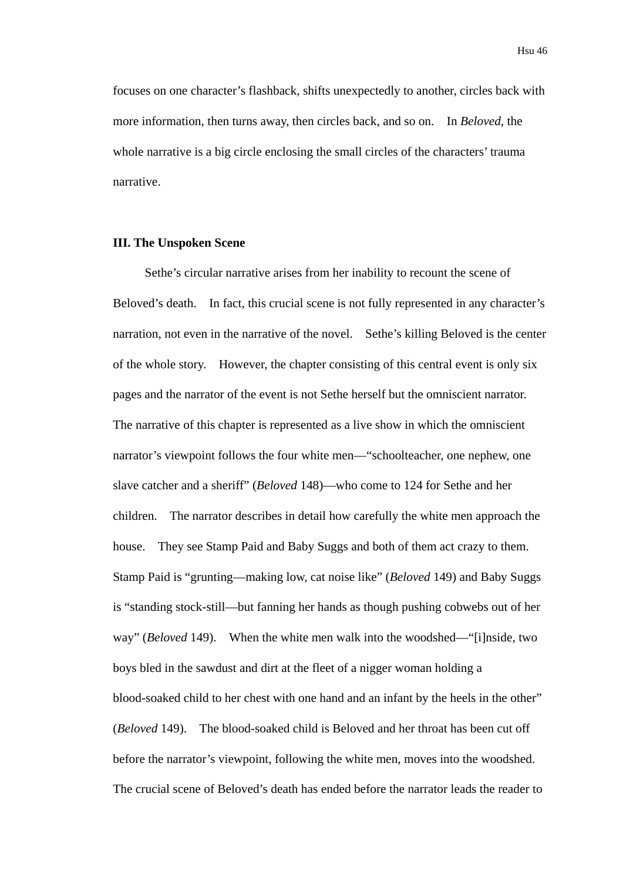focuses on one character's flashback, shifts unexpectedly to another, circles back with more information, then turns away, then circles back, and so on. In *Beloved*, the whole narrative is a big circle enclosing the small circles of the characters' trauma narrative.

### III. The Unspoken Scene

Sethe's circular narrative arises from her inability to recount the scene of Beloved's death. In fact, this crucial scene is not fully represented in any character's narration, not even in the narrative of the novel. Sethe's killing Beloved is the center of the whole story. However, the chapter consisting of this central event is only six pages and the narrator of the event is not Sethe herself but the omniscient narrator. The narrative of this chapter is represented as a live show in which the omniscient narrator's viewpoint follows the four white men—"schoolteacher, one nephew, one slave catcher and a sheriff" (*Beloved* 148)—who come to 124 for Sethe and her children. The narrator describes in detail how carefully the white men approach the house. They see Stamp Paid and Baby Suggs and both of them act crazy to them. Stamp Paid is "grunting—making low, cat noise like" (*Beloved* 149) and Baby Suggs is "standing stock-still—but fanning her hands as though pushing cobwebs out of her way" (*Beloved* 149). When the white men walk into the woodshed—"[i]nside, two boys bled in the sawdust and dirt at the fleet of a nigger woman holding a blood-soaked child to her chest with one hand and an infant by the heels in the other" (*Beloved* 149). The blood-soaked child is Beloved and her throat has been cut off before the narrator's viewpoint, following the white men, moves into the woodshed. The crucial scene of Beloved's death has ended before the narrator leads the reader to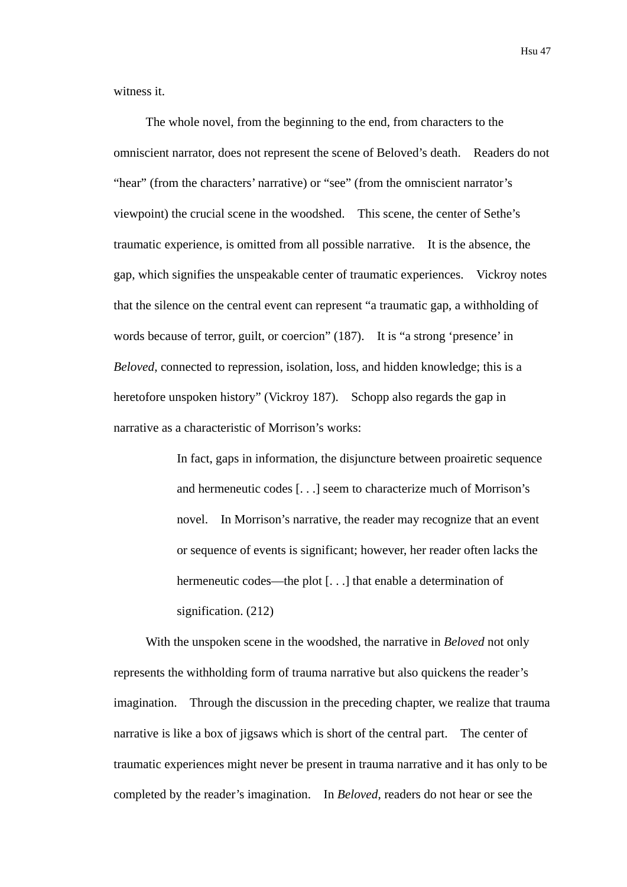witness it.

The whole novel, from the beginning to the end, from characters to the omniscient narrator, does not represent the scene of Beloved's death. Readers do not "hear" (from the characters' narrative) or "see" (from the omniscient narrator's viewpoint) the crucial scene in the woodshed. This scene, the center of Sethe's traumatic experience, is omitted from all possible narrative. It is the absence, the gap, which signifies the unspeakable center of traumatic experiences. Vickroy notes that the silence on the central event can represent "a traumatic gap, a withholding of words because of terror, guilt, or coercion" (187). It is "a strong 'presence' in *Beloved*, connected to repression, isolation, loss, and hidden knowledge; this is a heretofore unspoken history" (Vickroy 187). Schopp also regards the gap in narrative as a characteristic of Morrison's works:

> In fact, gaps in information, the disjuncture between proairetic sequence and hermeneutic codes [. . .] seem to characterize much of Morrison's novel. In Morrison's narrative, the reader may recognize that an event or sequence of events is significant; however, her reader often lacks the hermeneutic codes—the plot [. . .] that enable a determination of signification. (212)

With the unspoken scene in the woodshed, the narrative in *Beloved* not only represents the withholding form of trauma narrative but also quickens the reader's imagination. Through the discussion in the preceding chapter, we realize that trauma narrative is like a box of jigsaws which is short of the central part. The center of traumatic experiences might never be present in trauma narrative and it has only to be completed by the reader's imagination. In *Beloved*, readers do not hear or see the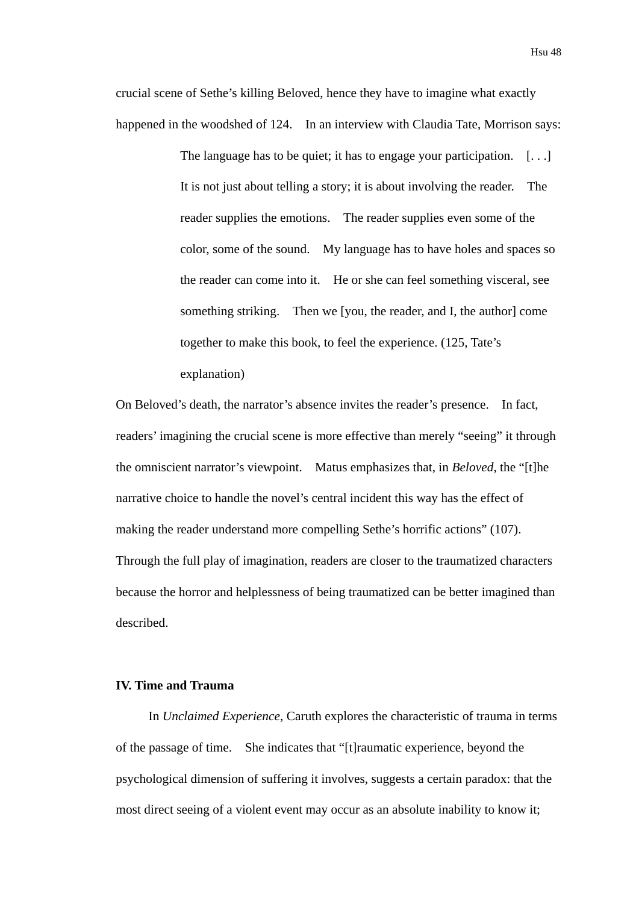crucial scene of Sethe's killing Beloved, hence they have to imagine what exactly happened in the woodshed of 124. In an interview with Claudia Tate, Morrison says:

> The language has to be quiet; it has to engage your participation. [. . .] It is not just about telling a story; it is about involving the reader. The reader supplies the emotions. The reader supplies even some of the color, some of the sound. My language has to have holes and spaces so the reader can come into it. He or she can feel something visceral, see something striking. Then we [you, the reader, and I, the author] come together to make this book, to feel the experience. (125, Tate's explanation)

On Beloved's death, the narrator's absence invites the reader's presence. In fact, readers' imagining the crucial scene is more effective than merely "seeing" it through the omniscient narrator's viewpoint. Matus emphasizes that, in *Beloved*, the "[t]he narrative choice to handle the novel's central incident this way has the effect of making the reader understand more compelling Sethe's horrific actions" (107). Through the full play of imagination, readers are closer to the traumatized characters because the horror and helplessness of being traumatized can be better imagined than described.

## IV. Time and Trauma

In *Unclaimed Experience*, Caruth explores the characteristic of trauma in terms of the passage of time. She indicates that "[t]raumatic experience, beyond the psychological dimension of suffering it involves, suggests a certain paradox: that the most direct seeing of a violent event may occur as an absolute inability to know it;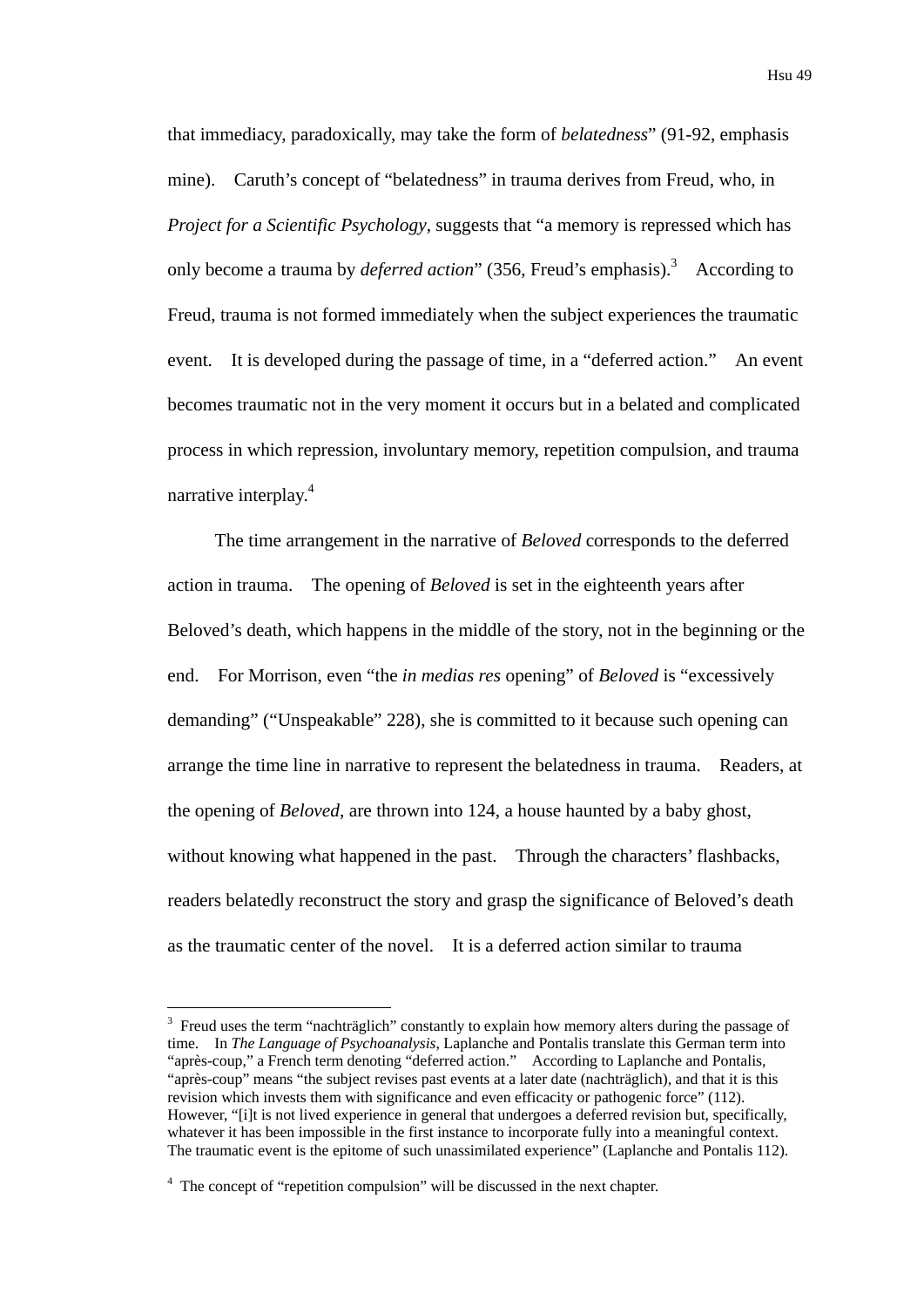that immediacy, paradoxically, may take the form of *belatedness*" (91-92, emphasis mine). Caruth's concept of "belatedness" in trauma derives from Freud, who, in *Project for a Scientific Psychology*, suggests that "a memory is repressed which has only become a trauma by *deferred action*" (356, Freud's emphasis).[3] According to Freud, trauma is not formed immediately when the subject experiences the traumatic event. It is developed during the passage of time, in a "deferred action." An event becomes traumatic not in the very moment it occurs but in a belated and complicated process in which repression, involuntary memory, repetition compulsion, and trauma narrative interplay.[4]

The time arrangement in the narrative of *Beloved* corresponds to the deferred action in trauma. The opening of *Beloved* is set in the eighteenth years after Beloved's death, which happens in the middle of the story, not in the beginning or the end. For Morrison, even "the *in medias res* opening" of *Beloved* is "excessively demanding" ("Unspeakable" 228), she is committed to it because such opening can arrange the time line in narrative to represent the belatedness in trauma. Readers, at the opening of *Beloved*, are thrown into 124, a house haunted by a baby ghost, without knowing what happened in the past. Through the characters' flashbacks, readers belatedly reconstruct the story and grasp the significance of Beloved's death as the traumatic center of the novel. It is a deferred action similar to trauma

---

[3] Freud uses the term "nachträglich" constantly to explain how memory alters during the passage of time. In *The Language of Psychoanalysis*, Laplanche and Pontalis translate this German term into "après-coup," a French term denoting "deferred action." According to Laplanche and Pontalis, "après-coup" means "the subject revises past events at a later date (nachträglich), and that it is this revision which invests them with significance and even efficacity or pathogenic force" (112). However, "[i]t is not lived experience in general that undergoes a deferred revision but, specifically, whatever it has been impossible in the first instance to incorporate fully into a meaningful context. The traumatic event is the epitome of such unassimilated experience" (Laplanche and Pontalis 112).

[4] The concept of "repetition compulsion" will be discussed in the next chapter.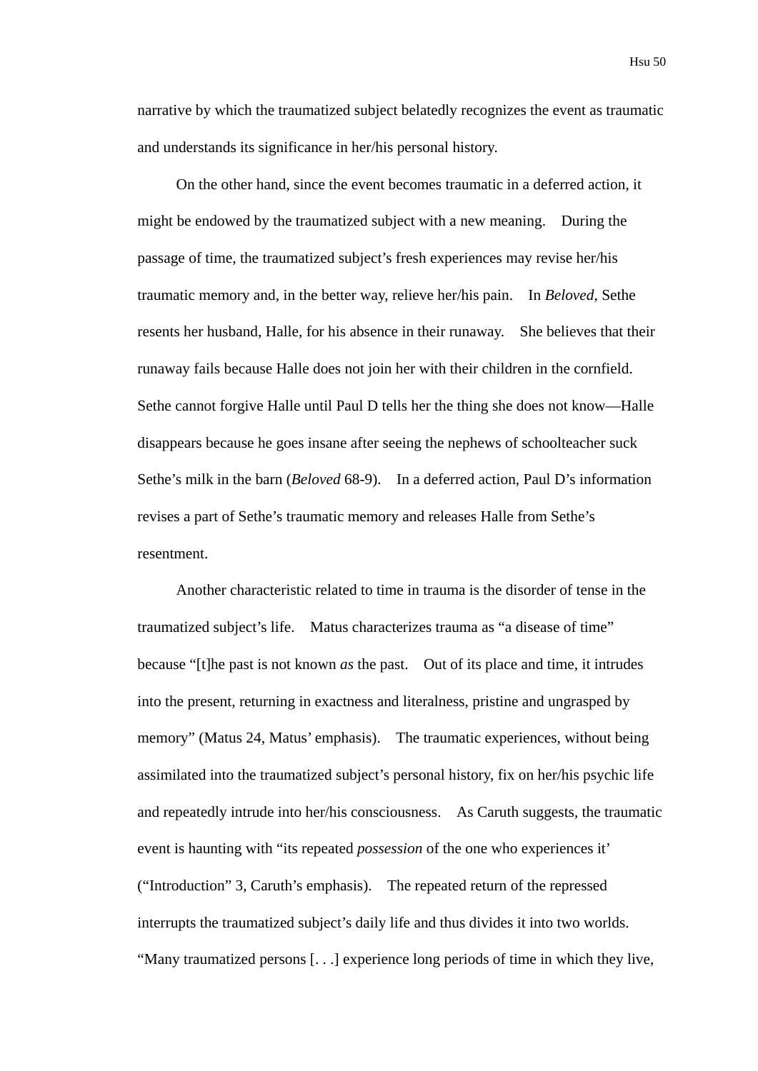narrative by which the traumatized subject belatedly recognizes the event as traumatic and understands its significance in her/his personal history.

On the other hand, since the event becomes traumatic in a deferred action, it might be endowed by the traumatized subject with a new meaning. During the passage of time, the traumatized subject's fresh experiences may revise her/his traumatic memory and, in the better way, relieve her/his pain. In *Beloved*, Sethe resents her husband, Halle, for his absence in their runaway. She believes that their runaway fails because Halle does not join her with their children in the cornfield. Sethe cannot forgive Halle until Paul D tells her the thing she does not know—Halle disappears because he goes insane after seeing the nephews of schoolteacher suck Sethe's milk in the barn (*Beloved* 68-9). In a deferred action, Paul D's information revises a part of Sethe's traumatic memory and releases Halle from Sethe's resentment.

Another characteristic related to time in trauma is the disorder of tense in the traumatized subject's life. Matus characterizes trauma as "a disease of time" because "[t]he past is not known *as* the past. Out of its place and time, it intrudes into the present, returning in exactness and literalness, pristine and ungrasped by memory" (Matus 24, Matus' emphasis). The traumatic experiences, without being assimilated into the traumatized subject's personal history, fix on her/his psychic life and repeatedly intrude into her/his consciousness. As Caruth suggests, the traumatic event is haunting with "its repeated *possession* of the one who experiences it' ("Introduction" 3, Caruth's emphasis). The repeated return of the repressed interrupts the traumatized subject's daily life and thus divides it into two worlds. "Many traumatized persons [. . .] experience long periods of time in which they live,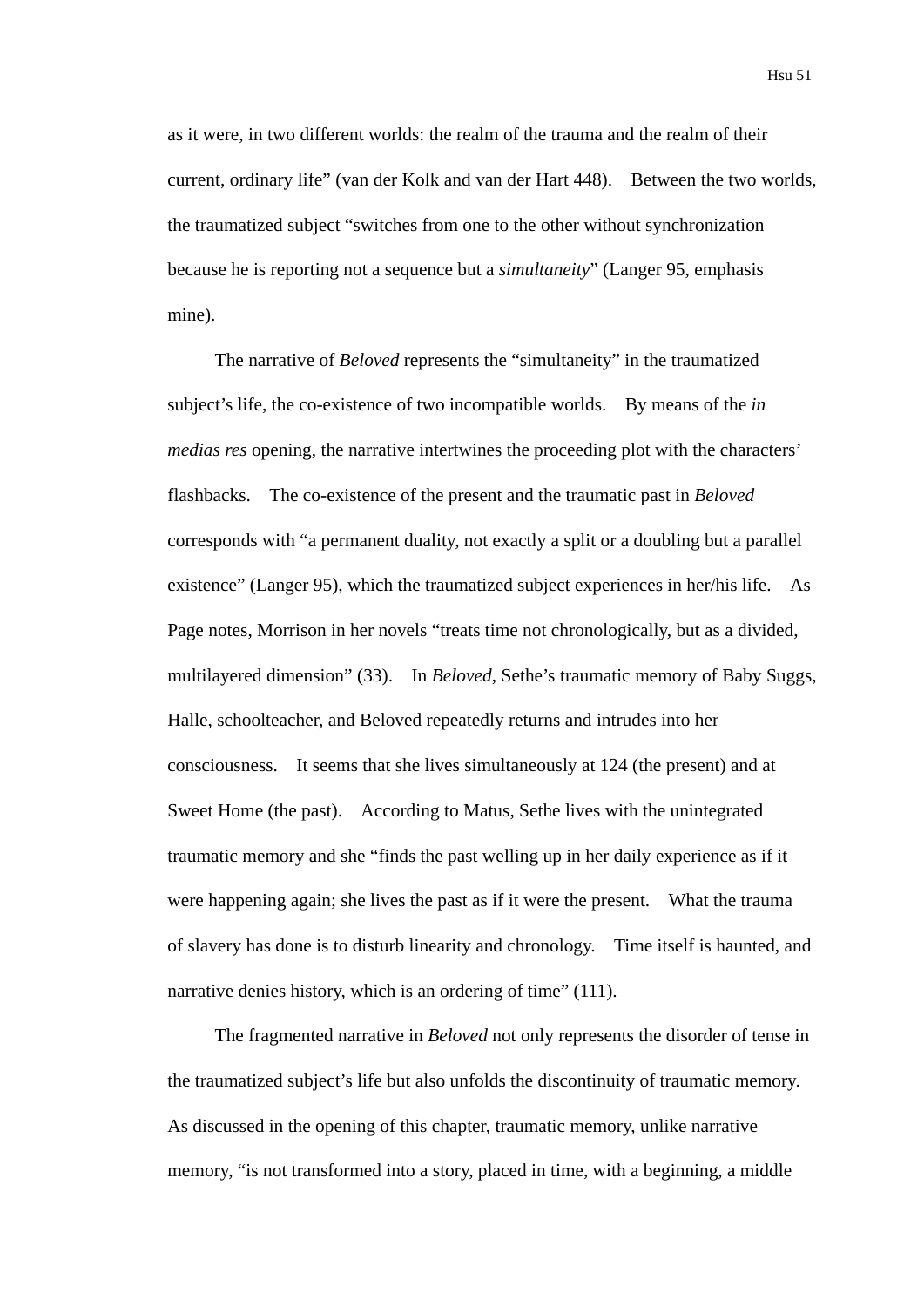as it were, in two different worlds: the realm of the trauma and the realm of their current, ordinary life" (van der Kolk and van der Hart 448). Between the two worlds, the traumatized subject "switches from one to the other without synchronization because he is reporting not a sequence but a *simultaneity*" (Langer 95, emphasis mine).

The narrative of *Beloved* represents the "simultaneity" in the traumatized subject's life, the co-existence of two incompatible worlds. By means of the *in medias res* opening, the narrative intertwines the proceeding plot with the characters' flashbacks. The co-existence of the present and the traumatic past in *Beloved* corresponds with "a permanent duality, not exactly a split or a doubling but a parallel existence" (Langer 95), which the traumatized subject experiences in her/his life. As Page notes, Morrison in her novels "treats time not chronologically, but as a divided, multilayered dimension" (33). In *Beloved*, Sethe's traumatic memory of Baby Suggs, Halle, schoolteacher, and Beloved repeatedly returns and intrudes into her consciousness. It seems that she lives simultaneously at 124 (the present) and at Sweet Home (the past). According to Matus, Sethe lives with the unintegrated traumatic memory and she "finds the past welling up in her daily experience as if it were happening again; she lives the past as if it were the present. What the trauma of slavery has done is to disturb linearity and chronology. Time itself is haunted, and narrative denies history, which is an ordering of time" (111).

The fragmented narrative in *Beloved* not only represents the disorder of tense in the traumatized subject's life but also unfolds the discontinuity of traumatic memory. As discussed in the opening of this chapter, traumatic memory, unlike narrative memory, "is not transformed into a story, placed in time, with a beginning, a middle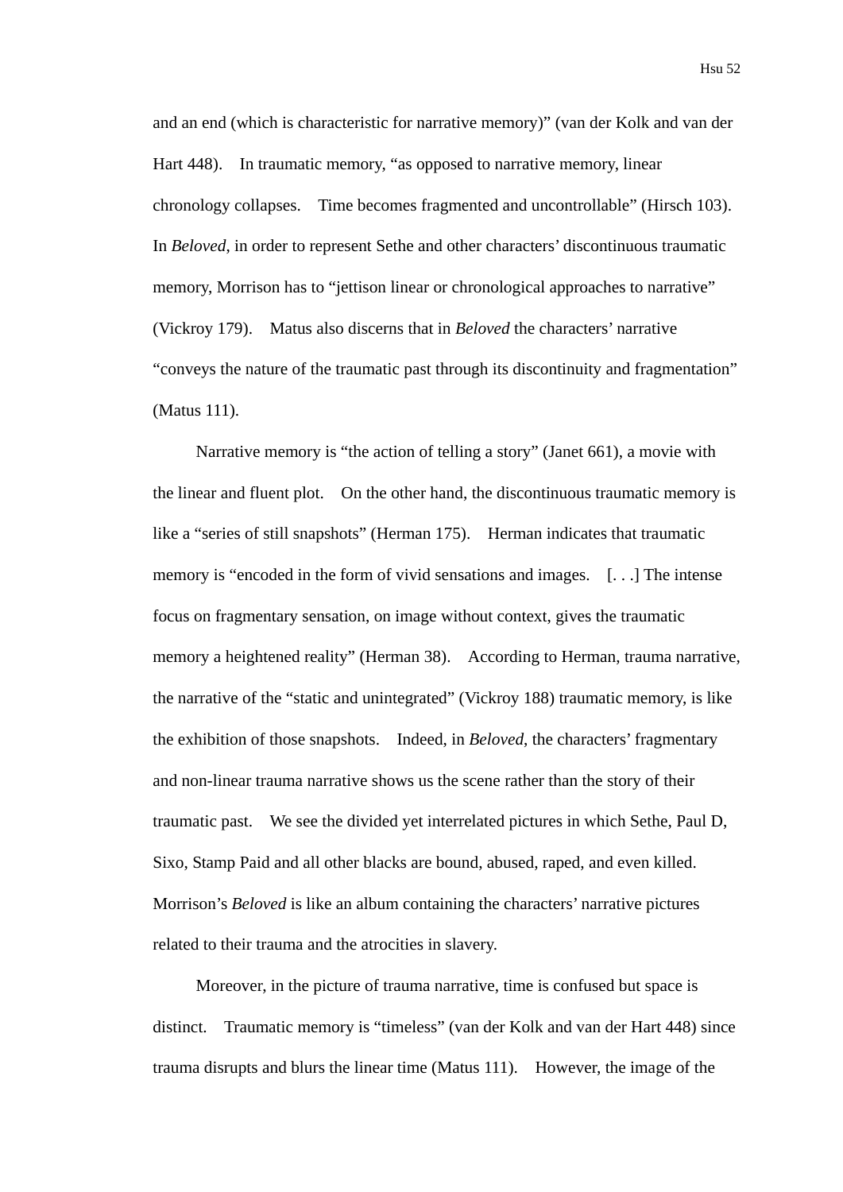and an end (which is characteristic for narrative memory)" (van der Kolk and van der Hart 448). In traumatic memory, "as opposed to narrative memory, linear chronology collapses. Time becomes fragmented and uncontrollable" (Hirsch 103). In *Beloved*, in order to represent Sethe and other characters' discontinuous traumatic memory, Morrison has to "jettison linear or chronological approaches to narrative" (Vickroy 179). Matus also discerns that in *Beloved* the characters' narrative "conveys the nature of the traumatic past through its discontinuity and fragmentation" (Matus 111).

Narrative memory is "the action of telling a story" (Janet 661), a movie with the linear and fluent plot. On the other hand, the discontinuous traumatic memory is like a "series of still snapshots" (Herman 175). Herman indicates that traumatic memory is "encoded in the form of vivid sensations and images. [. . .] The intense focus on fragmentary sensation, on image without context, gives the traumatic memory a heightened reality" (Herman 38). According to Herman, trauma narrative, the narrative of the "static and unintegrated" (Vickroy 188) traumatic memory, is like the exhibition of those snapshots. Indeed, in *Beloved*, the characters' fragmentary and non-linear trauma narrative shows us the scene rather than the story of their traumatic past. We see the divided yet interrelated pictures in which Sethe, Paul D, Sixo, Stamp Paid and all other blacks are bound, abused, raped, and even killed. Morrison's *Beloved* is like an album containing the characters' narrative pictures related to their trauma and the atrocities in slavery.

Moreover, in the picture of trauma narrative, time is confused but space is distinct. Traumatic memory is "timeless" (van der Kolk and van der Hart 448) since trauma disrupts and blurs the linear time (Matus 111). However, the image of the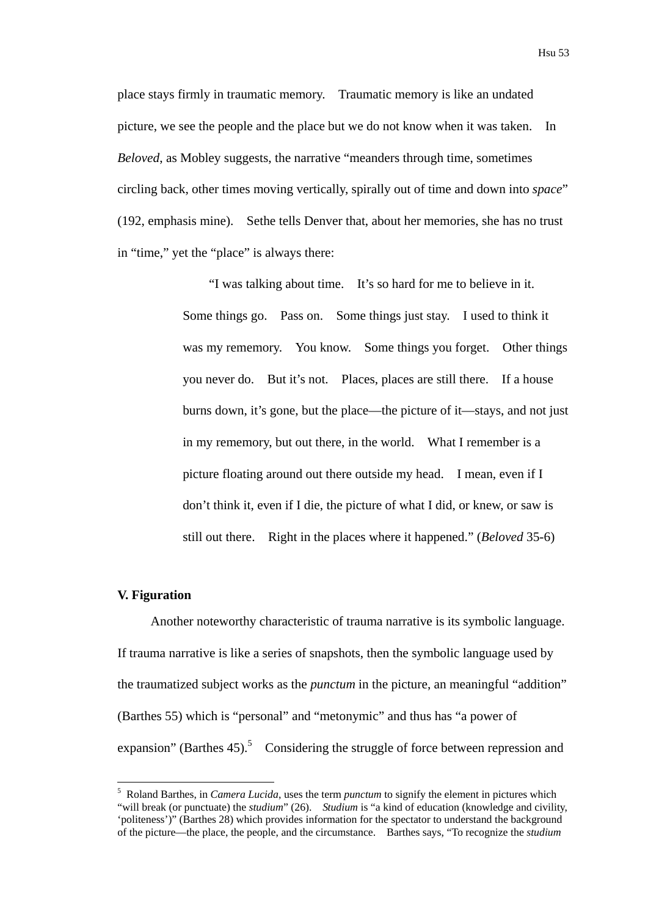place stays firmly in traumatic memory. Traumatic memory is like an undated picture, we see the people and the place but we do not know when it was taken. In *Beloved*, as Mobley suggests, the narrative "meanders through time, sometimes circling back, other times moving vertically, spirally out of time and down into *space*" (192, emphasis mine). Sethe tells Denver that, about her memories, she has no trust in "time," yet the "place" is always there:

> "I was talking about time. It's so hard for me to believe in it. Some things go. Pass on. Some things just stay. I used to think it was my rememory. You know. Some things you forget. Other things you never do. But it's not. Places, places are still there. If a house burns down, it's gone, but the place—the picture of it—stays, and not just in my rememory, but out there, in the world. What I remember is a picture floating around out there outside my head. I mean, even if I don't think it, even if I die, the picture of what I did, or knew, or saw is still out there. Right in the places where it happened." (*Beloved* 35-6)

## V. Figuration

Another noteworthy characteristic of trauma narrative is its symbolic language. If trauma narrative is like a series of snapshots, then the symbolic language used by the traumatized subject works as the *punctum* in the picture, an meaningful "addition" (Barthes 55) which is "personal" and "metonymic" and thus has "a power of expansion" (Barthes 45).[5] Considering the struggle of force between repression and

---

[5] Roland Barthes, in *Camera Lucida*, uses the term *punctum* to signify the element in pictures which "will break (or punctuate) the *studium*" (26). *Studium* is "a kind of education (knowledge and civility, 'politeness')" (Barthes 28) which provides information for the spectator to understand the background of the picture—the place, the people, and the circumstance. Barthes says, "To recognize the *studium*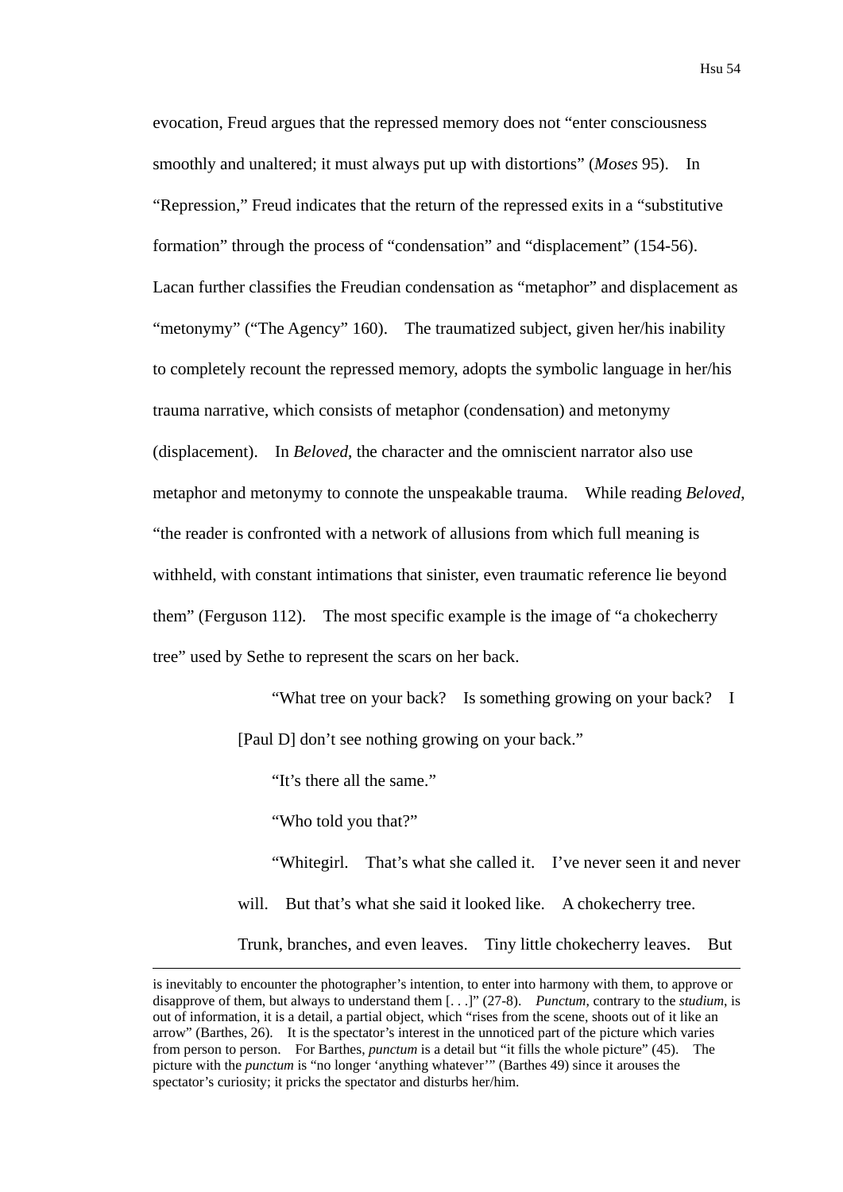evocation, Freud argues that the repressed memory does not "enter consciousness smoothly and unaltered; it must always put up with distortions" (*Moses* 95). In "Repression," Freud indicates that the return of the repressed exits in a "substitutive formation" through the process of "condensation" and "displacement" (154-56). Lacan further classifies the Freudian condensation as "metaphor" and displacement as "metonymy" ("The Agency" 160). The traumatized subject, given her/his inability to completely recount the repressed memory, adopts the symbolic language in her/his trauma narrative, which consists of metaphor (condensation) and metonymy (displacement). In *Beloved*, the character and the omniscient narrator also use metaphor and metonymy to connote the unspeakable trauma. While reading *Beloved*, "the reader is confronted with a network of allusions from which full meaning is withheld, with constant intimations that sinister, even traumatic reference lie beyond them" (Ferguson 112). The most specific example is the image of "a chokecherry tree" used by Sethe to represent the scars on her back.

> "What tree on your back? Is something growing on your back? I [Paul D] don't see nothing growing on your back."
>
> "It's there all the same."
>
> "Who told you that?"
>
> "Whitegirl. That's what she called it. I've never seen it and never will. But that's what she said it looked like. A chokecherry tree. Trunk, branches, and even leaves. Tiny little chokecherry leaves. But

---

is inevitably to encounter the photographer's intention, to enter into harmony with them, to approve or disapprove of them, but always to understand them [. . .]" (27-8). *Punctum*, contrary to the *studium*, is out of information, it is a detail, a partial object, which "rises from the scene, shoots out of it like an arrow" (Barthes, 26). It is the spectator's interest in the unnoticed part of the picture which varies from person to person. For Barthes, *punctum* is a detail but "it fills the whole picture" (45). The picture with the *punctum* is "no longer 'anything whatever'" (Barthes 49) since it arouses the spectator's curiosity; it pricks the spectator and disturbs her/him.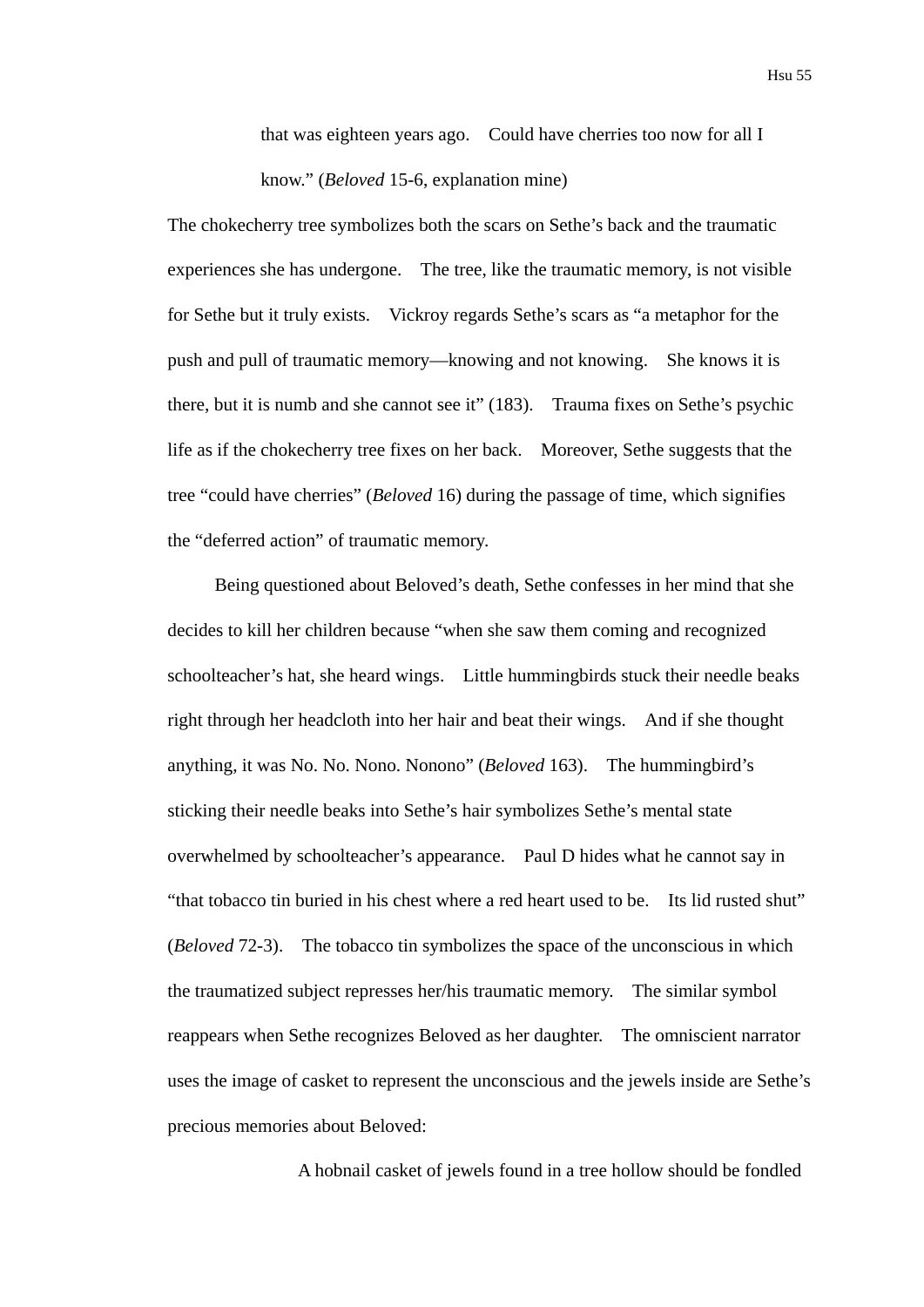> that was eighteen years ago. Could have cherries too now for all I know." (*Beloved* 15-6, explanation mine)

The chokecherry tree symbolizes both the scars on Sethe's back and the traumatic experiences she has undergone. The tree, like the traumatic memory, is not visible for Sethe but it truly exists. Vickroy regards Sethe's scars as "a metaphor for the push and pull of traumatic memory—knowing and not knowing. She knows it is there, but it is numb and she cannot see it" (183). Trauma fixes on Sethe's psychic life as if the chokecherry tree fixes on her back. Moreover, Sethe suggests that the tree "could have cherries" (*Beloved* 16) during the passage of time, which signifies the "deferred action" of traumatic memory.

Being questioned about Beloved's death, Sethe confesses in her mind that she decides to kill her children because "when she saw them coming and recognized schoolteacher's hat, she heard wings. Little hummingbirds stuck their needle beaks right through her headcloth into her hair and beat their wings. And if she thought anything, it was No. No. Nono. Nonono" (*Beloved* 163). The hummingbird's sticking their needle beaks into Sethe's hair symbolizes Sethe's mental state overwhelmed by schoolteacher's appearance. Paul D hides what he cannot say in "that tobacco tin buried in his chest where a red heart used to be. Its lid rusted shut" (*Beloved* 72-3). The tobacco tin symbolizes the space of the unconscious in which the traumatized subject represses her/his traumatic memory. The similar symbol reappears when Sethe recognizes Beloved as her daughter. The omniscient narrator uses the image of casket to represent the unconscious and the jewels inside are Sethe's precious memories about Beloved:

> A hobnail casket of jewels found in a tree hollow should be fondled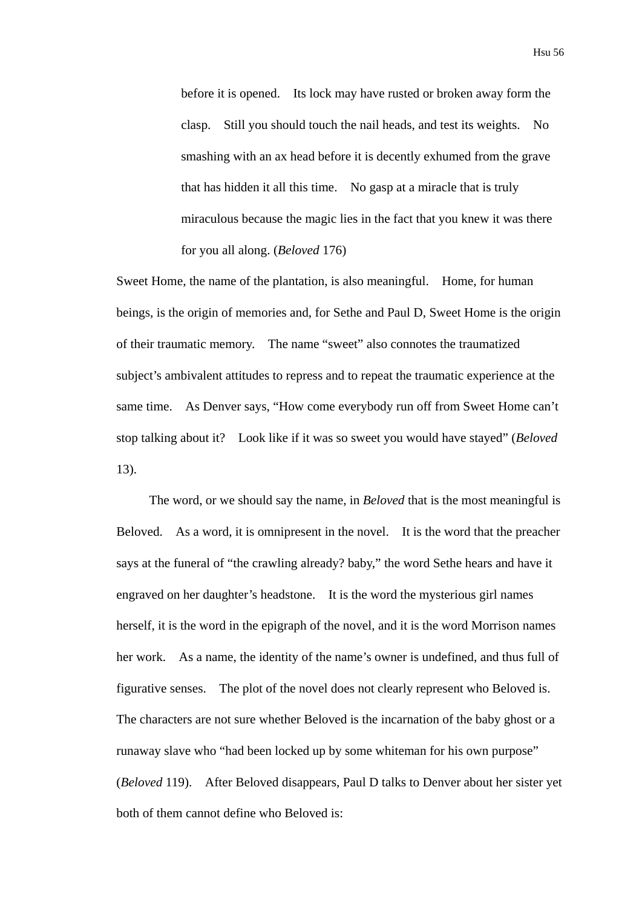> before it is opened. Its lock may have rusted or broken away form the clasp. Still you should touch the nail heads, and test its weights. No smashing with an ax head before it is decently exhumed from the grave that has hidden it all this time. No gasp at a miracle that is truly miraculous because the magic lies in the fact that you knew it was there for you all along. (*Beloved* 176)

Sweet Home, the name of the plantation, is also meaningful. Home, for human beings, is the origin of memories and, for Sethe and Paul D, Sweet Home is the origin of their traumatic memory. The name "sweet" also connotes the traumatized subject's ambivalent attitudes to repress and to repeat the traumatic experience at the same time. As Denver says, "How come everybody run off from Sweet Home can't stop talking about it? Look like if it was so sweet you would have stayed" (*Beloved* 13).

The word, or we should say the name, in *Beloved* that is the most meaningful is Beloved. As a word, it is omnipresent in the novel. It is the word that the preacher says at the funeral of "the crawling already? baby," the word Sethe hears and have it engraved on her daughter's headstone. It is the word the mysterious girl names herself, it is the word in the epigraph of the novel, and it is the word Morrison names her work. As a name, the identity of the name's owner is undefined, and thus full of figurative senses. The plot of the novel does not clearly represent who Beloved is. The characters are not sure whether Beloved is the incarnation of the baby ghost or a runaway slave who "had been locked up by some whiteman for his own purpose" (*Beloved* 119). After Beloved disappears, Paul D talks to Denver about her sister yet both of them cannot define who Beloved is: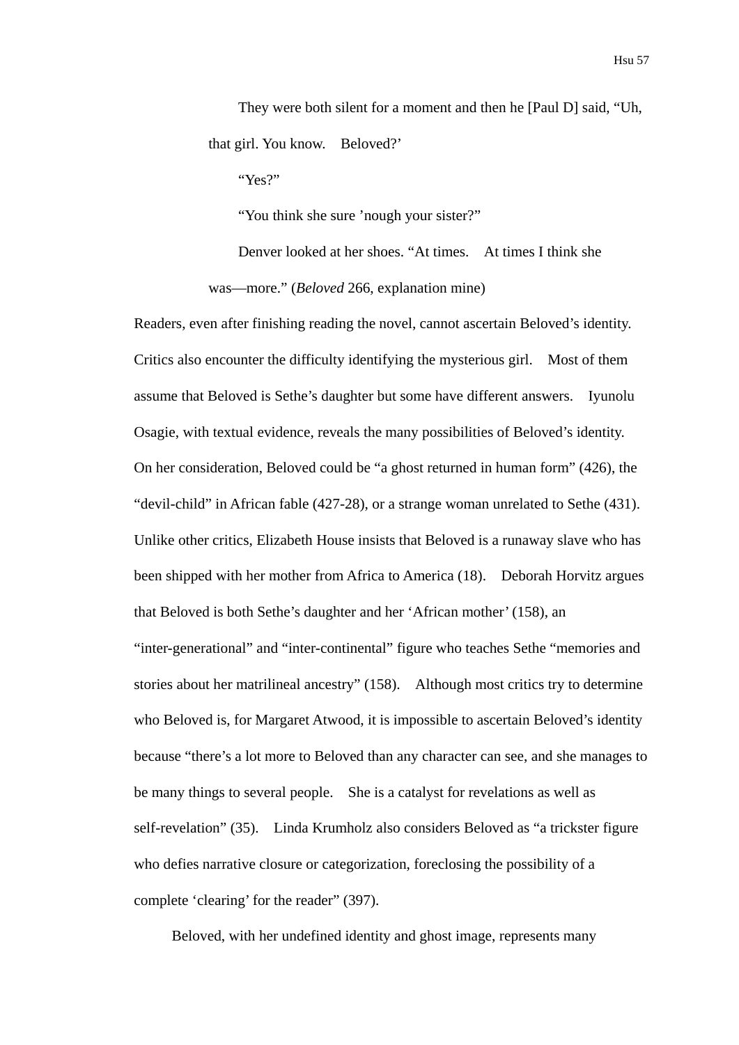> They were both silent for a moment and then he [Paul D] said, "Uh, that girl. You know. Beloved?'
>
> "Yes?"
>
> "You think she sure 'nough your sister?"
>
> Denver looked at her shoes. "At times. At times I think she was—more." (*Beloved* 266, explanation mine)

Readers, even after finishing reading the novel, cannot ascertain Beloved's identity. Critics also encounter the difficulty identifying the mysterious girl. Most of them assume that Beloved is Sethe's daughter but some have different answers. Iyunolu Osagie, with textual evidence, reveals the many possibilities of Beloved's identity. On her consideration, Beloved could be "a ghost returned in human form" (426), the "devil-child" in African fable (427-28), or a strange woman unrelated to Sethe (431). Unlike other critics, Elizabeth House insists that Beloved is a runaway slave who has been shipped with her mother from Africa to America (18). Deborah Horvitz argues that Beloved is both Sethe's daughter and her 'African mother' (158), an "inter-generational" and "inter-continental" figure who teaches Sethe "memories and stories about her matrilineal ancestry" (158). Although most critics try to determine who Beloved is, for Margaret Atwood, it is impossible to ascertain Beloved's identity because "there's a lot more to Beloved than any character can see, and she manages to be many things to several people. She is a catalyst for revelations as well as self-revelation" (35). Linda Krumholz also considers Beloved as "a trickster figure who defies narrative closure or categorization, foreclosing the possibility of a complete 'clearing' for the reader" (397).

Beloved, with her undefined identity and ghost image, represents many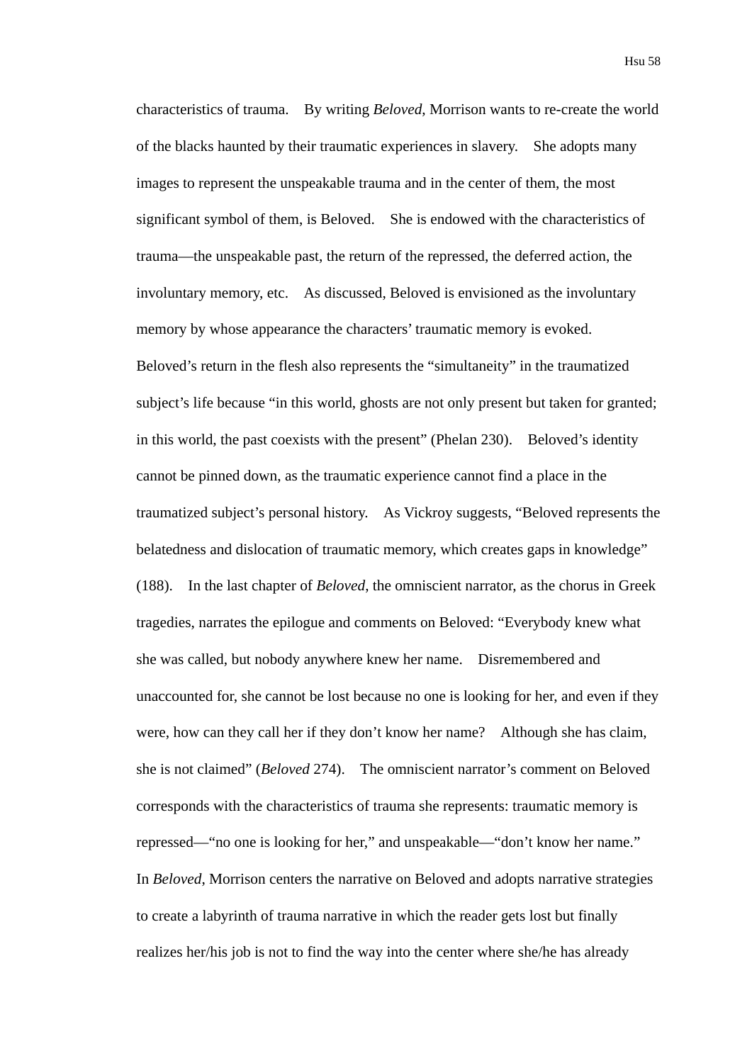characteristics of trauma. By writing *Beloved*, Morrison wants to re-create the world of the blacks haunted by their traumatic experiences in slavery. She adopts many images to represent the unspeakable trauma and in the center of them, the most significant symbol of them, is Beloved. She is endowed with the characteristics of trauma—the unspeakable past, the return of the repressed, the deferred action, the involuntary memory, etc. As discussed, Beloved is envisioned as the involuntary memory by whose appearance the characters' traumatic memory is evoked. Beloved's return in the flesh also represents the "simultaneity" in the traumatized subject's life because "in this world, ghosts are not only present but taken for granted; in this world, the past coexists with the present" (Phelan 230). Beloved's identity cannot be pinned down, as the traumatic experience cannot find a place in the traumatized subject's personal history. As Vickroy suggests, "Beloved represents the belatedness and dislocation of traumatic memory, which creates gaps in knowledge" (188). In the last chapter of *Beloved*, the omniscient narrator, as the chorus in Greek tragedies, narrates the epilogue and comments on Beloved: "Everybody knew what she was called, but nobody anywhere knew her name. Disremembered and unaccounted for, she cannot be lost because no one is looking for her, and even if they were, how can they call her if they don't know her name? Although she has claim, she is not claimed" (*Beloved* 274). The omniscient narrator's comment on Beloved corresponds with the characteristics of trauma she represents: traumatic memory is repressed—"no one is looking for her," and unspeakable—"don't know her name." In *Beloved*, Morrison centers the narrative on Beloved and adopts narrative strategies to create a labyrinth of trauma narrative in which the reader gets lost but finally realizes her/his job is not to find the way into the center where she/he has already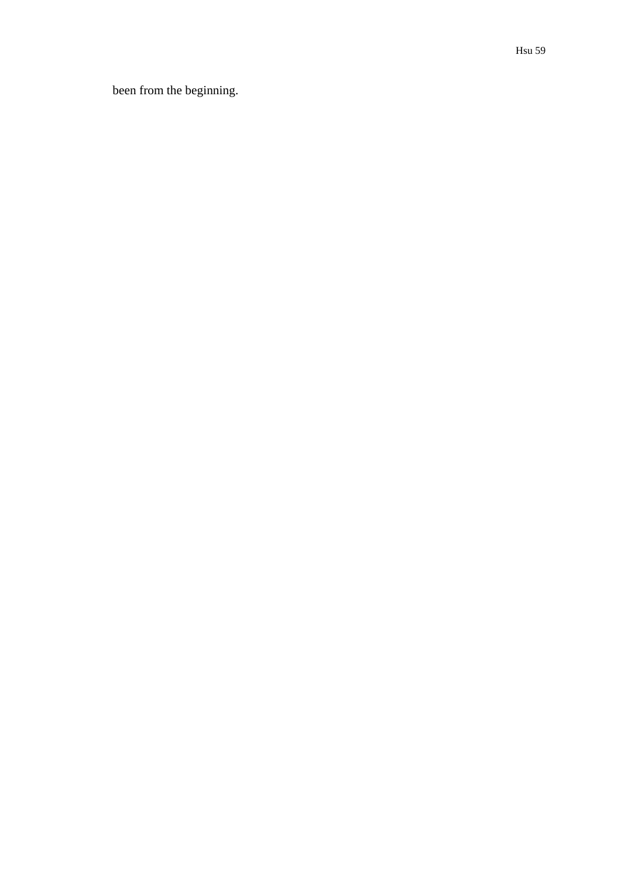been from the beginning.